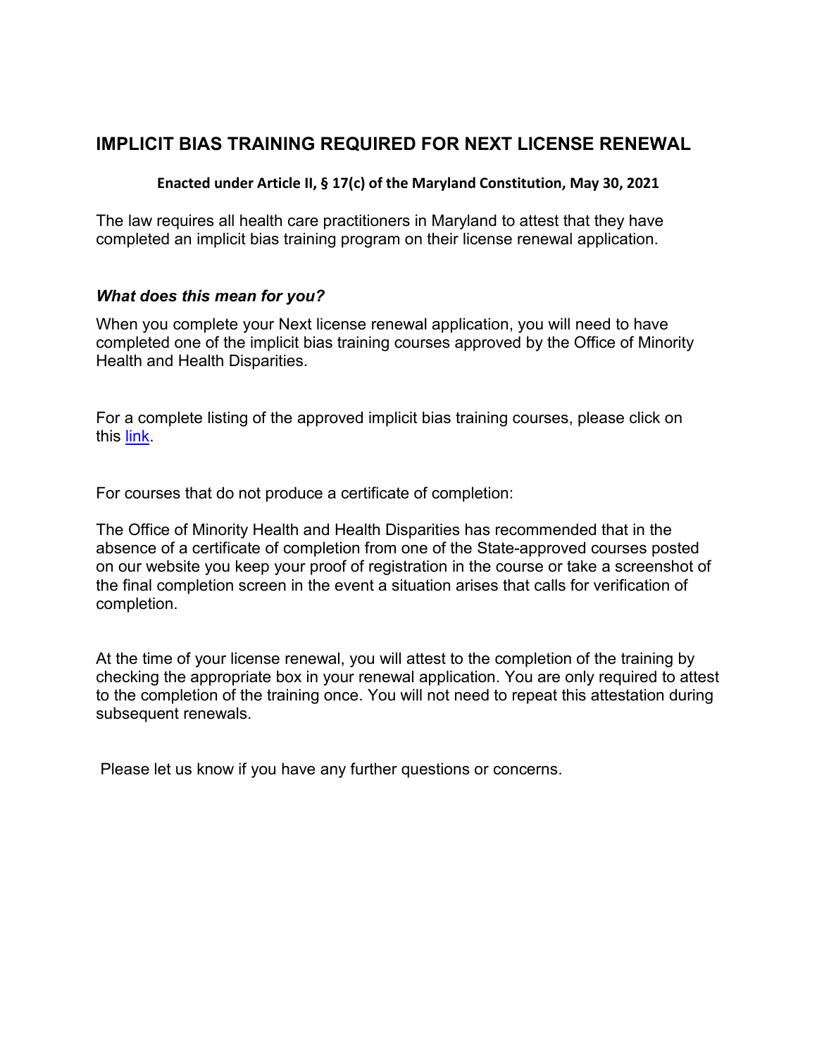## IMPLICIT BIAS TRAINING REQUIRED FOR NEXT LICENSE RENEWAL

**Enacted under Article II, § 17(c) of the Maryland Constitution, May 30, 2021**

The law requires all health care practitioners in Maryland to attest that they have completed an implicit bias training program on their license renewal application.

### *What does this mean for you?*

When you complete your Next license renewal application, you will need to have completed one of the implicit bias training courses approved by the Office of Minority Health and Health Disparities.

For a complete listing of the approved implicit bias training courses, please click on this link.

For courses that do not produce a certificate of completion:

The Office of Minority Health and Health Disparities has recommended that in the absence of a certificate of completion from one of the State-approved courses posted on our website you keep your proof of registration in the course or take a screenshot of the final completion screen in the event a situation arises that calls for verification of completion.

At the time of your license renewal, you will attest to the completion of the training by checking the appropriate box in your renewal application. You are only required to attest to the completion of the training once. You will not need to repeat this attestation during subsequent renewals.

Please let us know if you have any further questions or concerns.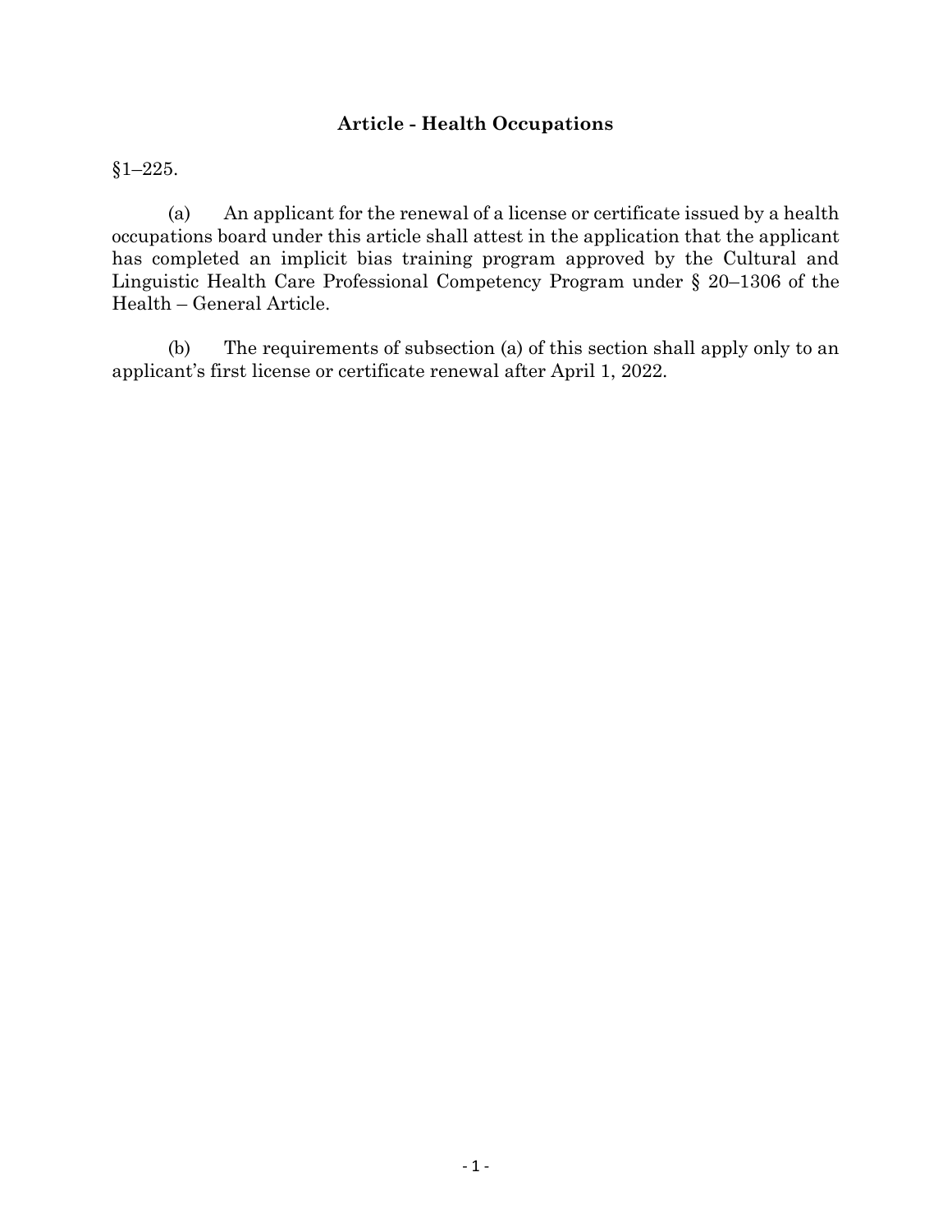## Article - Health Occupations

§1–225.

(a) An applicant for the renewal of a license or certificate issued by a health occupations board under this article shall attest in the application that the applicant has completed an implicit bias training program approved by the Cultural and Linguistic Health Care Professional Competency Program under § 20–1306 of the Health – General Article.

(b) The requirements of subsection (a) of this section shall apply only to an applicant's first license or certificate renewal after April 1, 2022.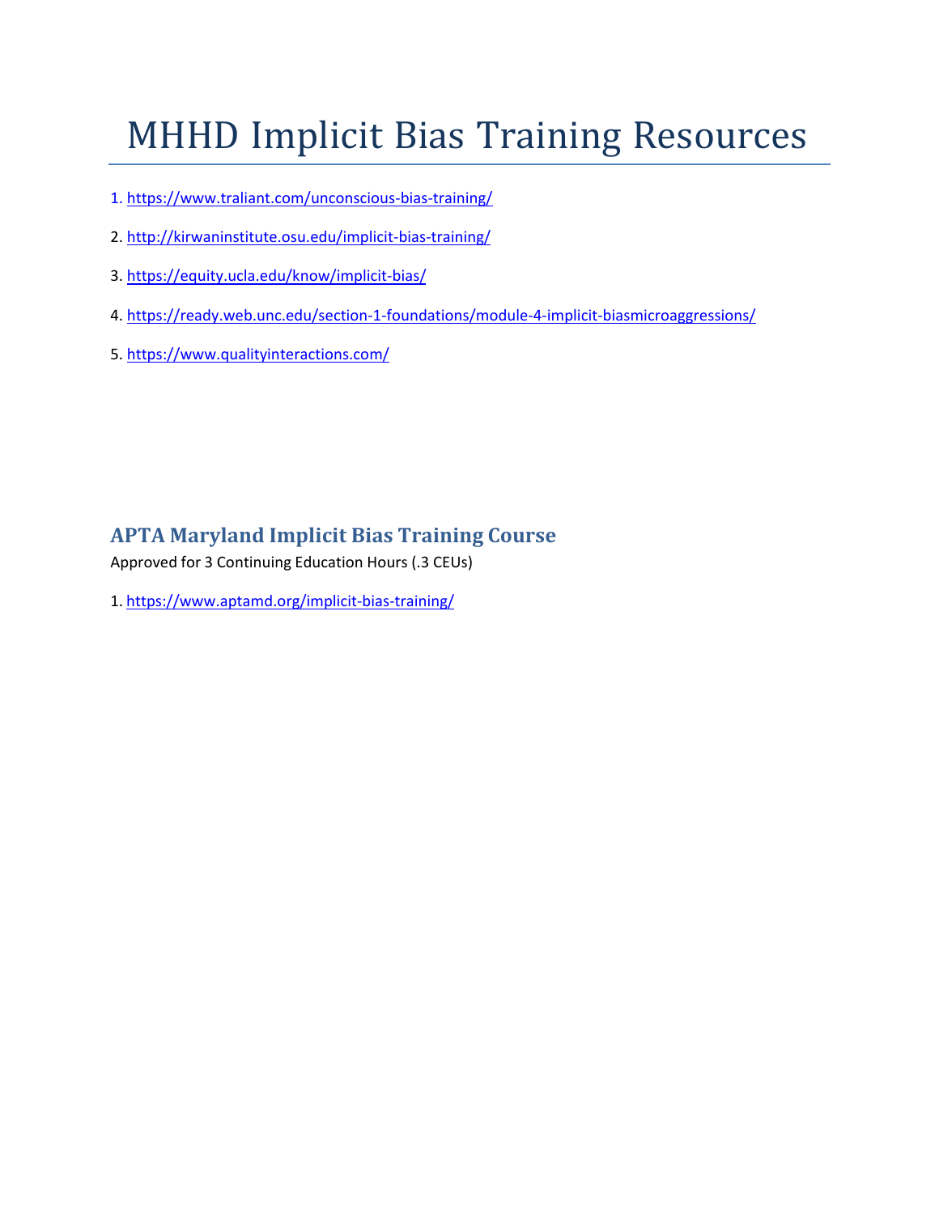# MHHD Implicit Bias Training Resources

1. https://www.traliant.com/unconscious-bias-training/
2. http://kirwaninstitute.osu.edu/implicit-bias-training/
3. https://equity.ucla.edu/know/implicit-bias/
4. https://ready.web.unc.edu/section-1-foundations/module-4-implicit-biasmicroaggressions/
5. https://www.qualityinteractions.com/

## APTA Maryland Implicit Bias Training Course

Approved for 3 Continuing Education Hours (.3 CEUs)

1. https://www.aptamd.org/implicit-bias-training/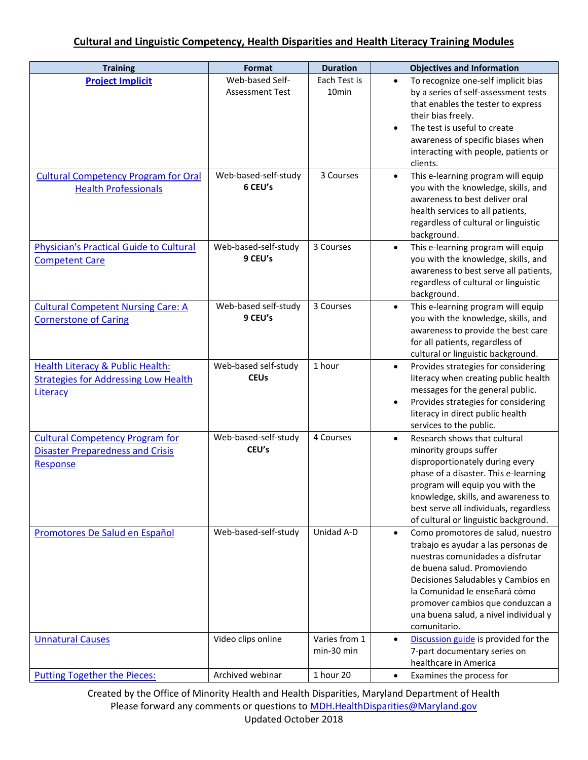**Cultural and Linguistic Competency, Health Disparities and Health Literacy Training Modules**

| Training | Format | Duration | Objectives and Information |
| --- | --- | --- | --- |
| **Project Implicit** | Web-based Self-Assessment Test | Each Test is 10min | • To recognize one-self implicit bias by a series of self-assessment tests that enables the tester to express their bias freely.<br>• The test is useful to create awareness of specific biases when interacting with people, patients or clients. |
| Cultural Competency Program for Oral Health Professionals | Web-based-self-study **6 CEU's** | 3 Courses | • This e-learning program will equip you with the knowledge, skills, and awareness to best deliver oral health services to all patients, regardless of cultural or linguistic background. |
| Physician's Practical Guide to Cultural Competent Care | Web-based-self-study **9 CEU's** | 3 Courses | • This e-learning program will equip you with the knowledge, skills, and awareness to best serve all patients, regardless of cultural or linguistic background. |
| Cultural Competent Nursing Care: A Cornerstone of Caring | Web-based self-study **9 CEU's** | 3 Courses | • This e-learning program will equip you with the knowledge, skills, and awareness to provide the best care for all patients, regardless of cultural or linguistic background. |
| Health Literacy & Public Health: Strategies for Addressing Low Health Literacy | Web-based self-study **CEUs** | 1 hour | • Provides strategies for considering literacy when creating public health messages for the general public.<br>• Provides strategies for considering literacy in direct public health services to the public. |
| Cultural Competency Program for Disaster Preparedness and Crisis Response | Web-based-self-study **CEU's** | 4 Courses | • Research shows that cultural minority groups suffer disproportionately during every phase of a disaster. This e-learning program will equip you with the knowledge, skills, and awareness to best serve all individuals, regardless of cultural or linguistic background. |
| Promotores De Salud en Español | Web-based-self-study | Unidad A-D | • Como promotores de salud, nuestro trabajo es ayudar a las personas de nuestras comunidades a disfrutar de buena salud. Promoviendo Decisiones Saludables y Cambios en la Comunidad le enseñará cómo promover cambios que conduzcan a una buena salud, a nivel individual y comunitario. |
| Unnatural Causes | Video clips online | Varies from 1 min-30 min | • Discussion guide is provided for the 7-part documentary series on healthcare in America |
| Putting Together the Pieces: | Archived webinar | 1 hour 20 | • Examines the process for |

Created by the Office of Minority Health and Health Disparities, Maryland Department of Health
Please forward any comments or questions to MDH.HealthDisparities@Maryland.gov
Updated October 2018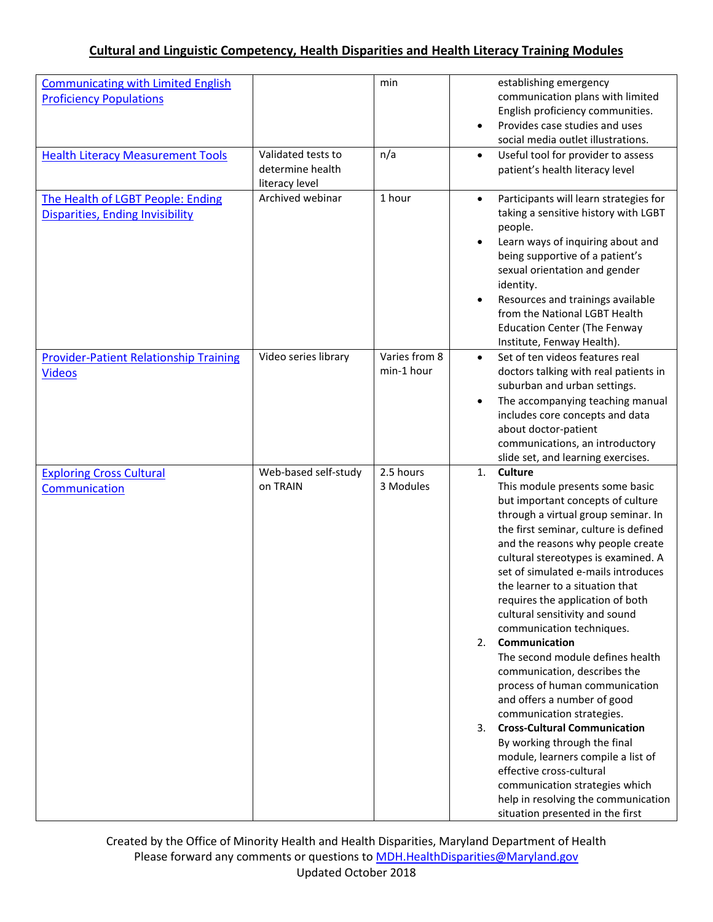# Cultural and Linguistic Competency, Health Disparities and Health Literacy Training Modules

| | | | |
|---|---|---|---|
| Communicating with Limited English Proficiency Populations | | min | establishing emergency communication plans with limited English proficiency communities.<br>• Provides case studies and uses social media outlet illustrations. |
| Health Literacy Measurement Tools | Validated tests to determine health literacy level | n/a | • Useful tool for provider to assess patient's health literacy level |
| The Health of LGBT People: Ending Disparities, Ending Invisibility | Archived webinar | 1 hour | • Participants will learn strategies for taking a sensitive history with LGBT people.<br>• Learn ways of inquiring about and being supportive of a patient's sexual orientation and gender identity.<br>• Resources and trainings available from the National LGBT Health Education Center (The Fenway Institute, Fenway Health). |
| Provider-Patient Relationship Training Videos | Video series library | Varies from 8 min-1 hour | • Set of ten videos features real doctors talking with real patients in suburban and urban settings.<br>• The accompanying teaching manual includes core concepts and data about doctor-patient communications, an introductory slide set, and learning exercises. |
| Exploring Cross Cultural Communication | Web-based self-study on TRAIN | 2.5 hours<br>3 Modules | 1. **Culture**<br>This module presents some basic but important concepts of culture through a virtual group seminar. In the first seminar, culture is defined and the reasons why people create cultural stereotypes is examined. A set of simulated e-mails introduces the learner to a situation that requires the application of both cultural sensitivity and sound communication techniques.<br>2. **Communication**<br>The second module defines health communication, describes the process of human communication and offers a number of good communication strategies.<br>3. **Cross-Cultural Communication**<br>By working through the final module, learners compile a list of effective cross-cultural communication strategies which help in resolving the communication situation presented in the first |

Created by the Office of Minority Health and Health Disparities, Maryland Department of Health
Please forward any comments or questions to MDH.HealthDisparities@Maryland.gov
Updated October 2018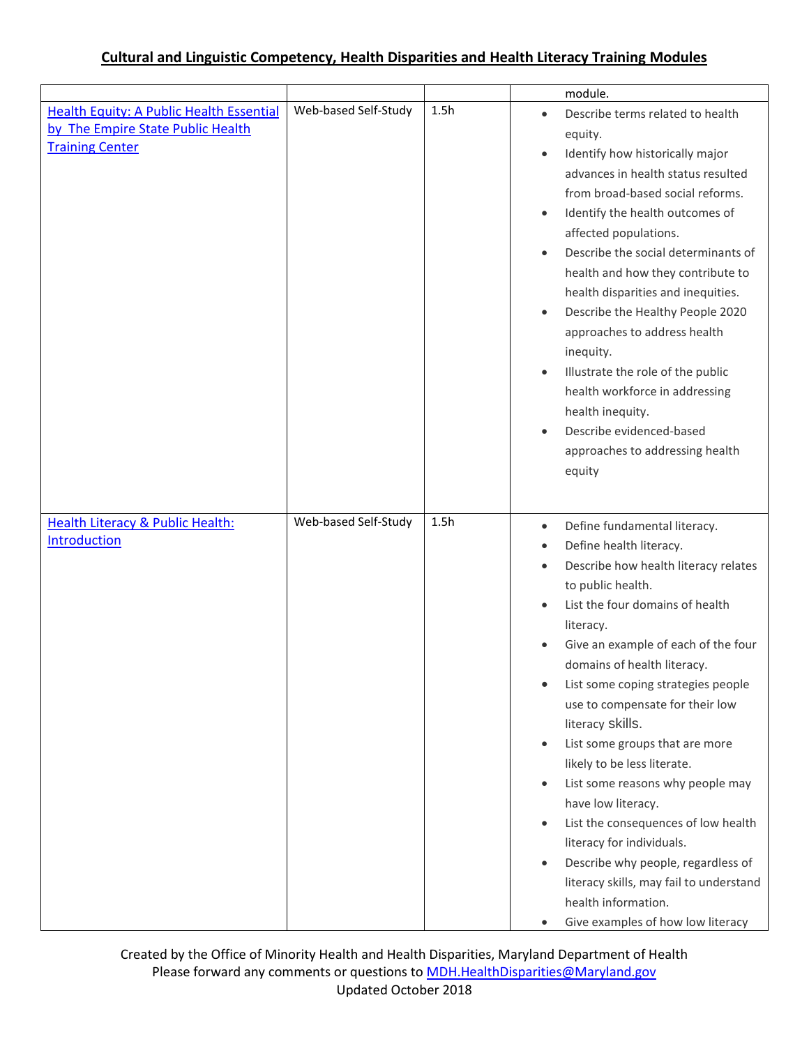## Cultural and Linguistic Competency, Health Disparities and Health Literacy Training Modules

| | | | |
|---|---|---|---|
| | | | module. |
| Health Equity: A Public Health Essential by The Empire State Public Health Training Center | Web-based Self-Study | 1.5h | • Describe terms related to health equity.<br>• Identify how historically major advances in health status resulted from broad-based social reforms.<br>• Identify the health outcomes of affected populations.<br>• Describe the social determinants of health and how they contribute to health disparities and inequities.<br>• Describe the Healthy People 2020 approaches to address health inequity.<br>• Illustrate the role of the public health workforce in addressing health inequity.<br>• Describe evidenced-based approaches to addressing health equity |
| Health Literacy & Public Health: Introduction | Web-based Self-Study | 1.5h | • Define fundamental literacy.<br>• Define health literacy.<br>• Describe how health literacy relates to public health.<br>• List the four domains of health literacy.<br>• Give an example of each of the four domains of health literacy.<br>• List some coping strategies people use to compensate for their low literacy skills.<br>• List some groups that are more likely to be less literate.<br>• List some reasons why people may have low literacy.<br>• List the consequences of low health literacy for individuals.<br>• Describe why people, regardless of literacy skills, may fail to understand health information.<br>• Give examples of how low literacy |

Created by the Office of Minority Health and Health Disparities, Maryland Department of Health
Please forward any comments or questions to MDH.HealthDisparities@Maryland.gov
Updated October 2018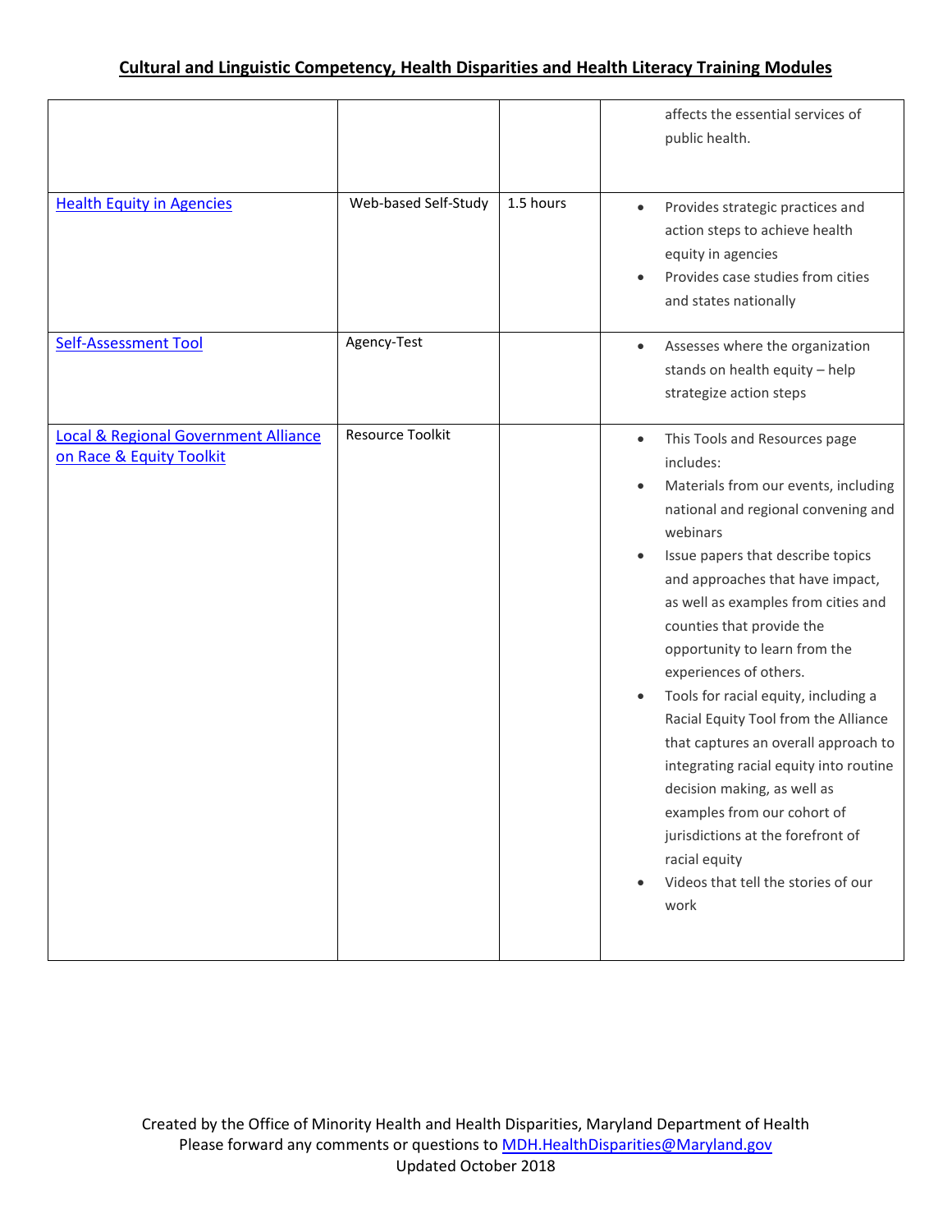## Cultural and Linguistic Competency, Health Disparities and Health Literacy Training Modules

| | | | |
|---|---|---|---|
| | | | affects the essential services of public health. |
| Health Equity in Agencies | Web-based Self-Study | 1.5 hours | • Provides strategic practices and action steps to achieve health equity in agencies<br>• Provides case studies from cities and states nationally |
| Self-Assessment Tool | Agency-Test | | • Assesses where the organization stands on health equity – help strategize action steps |
| Local & Regional Government Alliance on Race & Equity Toolkit | Resource Toolkit | | • This Tools and Resources page includes:<br>• Materials from our events, including national and regional convening and webinars<br>• Issue papers that describe topics and approaches that have impact, as well as examples from cities and counties that provide the opportunity to learn from the experiences of others.<br>• Tools for racial equity, including a Racial Equity Tool from the Alliance that captures an overall approach to integrating racial equity into routine decision making, as well as examples from our cohort of jurisdictions at the forefront of racial equity<br>• Videos that tell the stories of our work |

Created by the Office of Minority Health and Health Disparities, Maryland Department of Health
Please forward any comments or questions to MDH.HealthDisparities@Maryland.gov
Updated October 2018